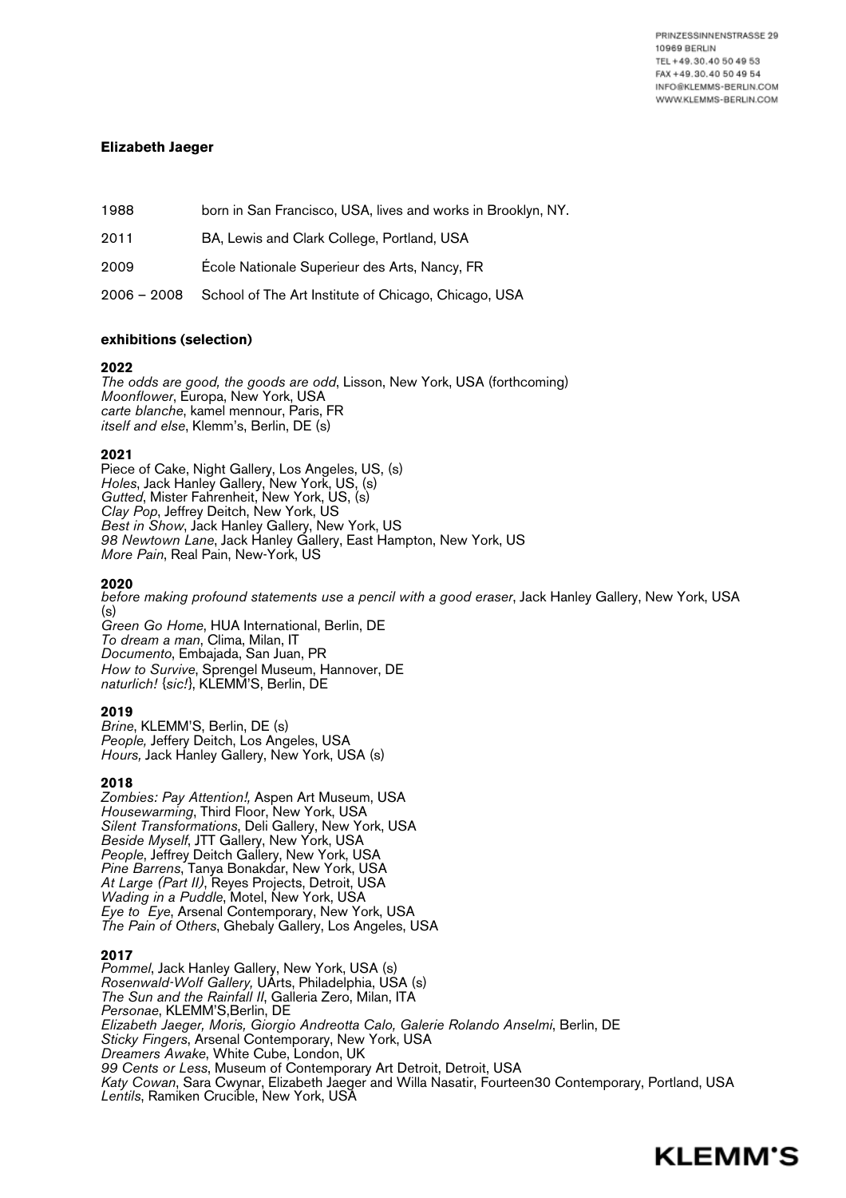PRINZESSINNENSTRASSE 29
10969 BERLIN
TEL +49.30.40 50 49 53
FAX +49.30.40 50 49 54
INFO@KLEMMS-BERLIN.COM
WWW.KLEMMS-BERLIN.COM

**Elizabeth Jaeger**

| | |
|---|---|
| 1988 | born in San Francisco, USA, lives and works in Brooklyn, NY. |
| 2011 | BA, Lewis and Clark College, Portland, USA |
| 2009 | École Nationale Superieur des Arts, Nancy, FR |
| 2006 – 2008 | School of The Art Institute of Chicago, Chicago, USA |

**exhibitions (selection)**

**2022**
*The odds are good, the goods are odd*, Lisson, New York, USA (forthcoming)
*Moonflower*, Europa, New York, USA
*carte blanche*, kamel mennour, Paris, FR
*itself and else*, Klemm's, Berlin, DE (s)

**2021**
Piece of Cake, Night Gallery, Los Angeles, US, (s)
*Holes*, Jack Hanley Gallery, New York, US, (s)
*Gutted*, Mister Fahrenheit, New York, US, (s)
*Clay Pop*, Jeffrey Deitch, New York, US
*Best in Show*, Jack Hanley Gallery, New York, US
*98 Newtown Lane*, Jack Hanley Gallery, East Hampton, New York, US
*More Pain*, Real Pain, New-York, US

**2020**
*before making profound statements use a pencil with a good eraser*, Jack Hanley Gallery, New York, USA (s)
*Green Go Home*, HUA International, Berlin, DE
*To dream a man*, Clima, Milan, IT
*Documento*, Embajada, San Juan, PR
*How to Survive*, Sprengel Museum, Hannover, DE
*naturlich!* {*sic!*}, KLEMM'S, Berlin, DE

**2019**
*Brine*, KLEMM'S, Berlin, DE (s)
*People,* Jeffery Deitch, Los Angeles, USA
*Hours,* Jack Hanley Gallery, New York, USA (s)

**2018**
*Zombies: Pay Attention!,* Aspen Art Museum, USA
*Housewarming*, Third Floor, New York, USA
*Silent Transformations*, Deli Gallery, New York, USA
*Beside Myself*, JTT Gallery, New York, USA
*People*, Jeffrey Deitch Gallery, New York, USA
*Pine Barrens*, Tanya Bonakdar, New York, USA
*At Large (Part II)*, Reyes Projects, Detroit, USA
*Wading in a Puddle*, Motel, New York, USA
*Eye to Eye*, Arsenal Contemporary, New York, USA
*The Pain of Others*, Ghebaly Gallery, Los Angeles, USA

**2017**
*Pommel*, Jack Hanley Gallery, New York, USA (s)
*Rosenwald-Wolf Gallery,* UArts, Philadelphia, USA (s)
*The Sun and the Rainfall II*, Galleria Zero, Milan, ITA
*Personae*, KLEMM'S,Berlin, DE
*Elizabeth Jaeger, Moris, Giorgio Andreotta Calo, Galerie Rolando Anselmi*, Berlin, DE
*Sticky Fingers*, Arsenal Contemporary, New York, USA
*Dreamers Awake*, White Cube, London, UK
*99 Cents or Less*, Museum of Contemporary Art Detroit, Detroit, USA
*Katy Cowan*, Sara Cwynar, Elizabeth Jaeger and Willa Nasatir, Fourteen30 Contemporary, Portland, USA
*Lentils*, Ramiken Crucible, New York, USA

KLEMM'S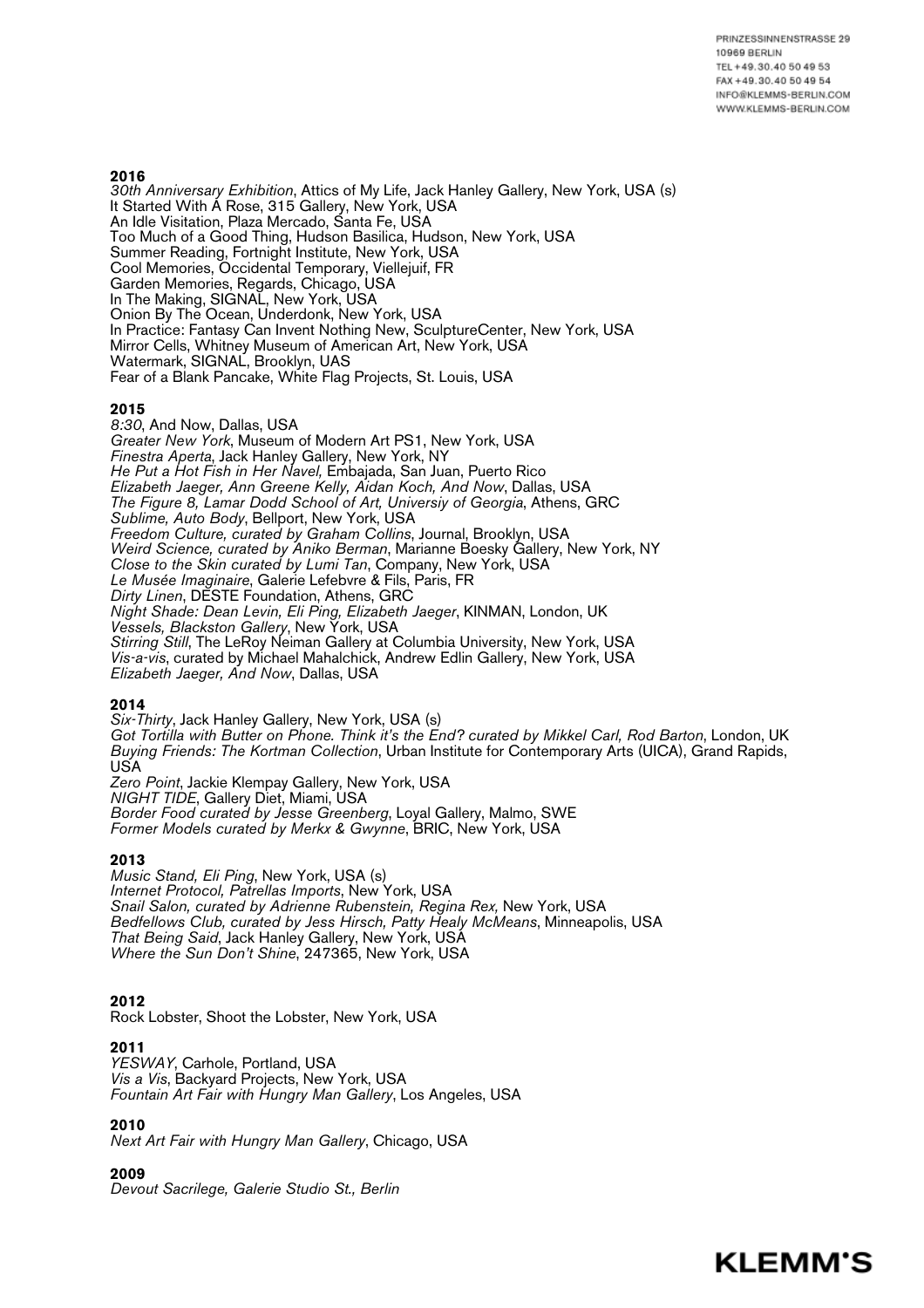### 2016

*30th Anniversary Exhibition*, Attics of My Life, Jack Hanley Gallery, New York, USA (s)
It Started With A Rose, 315 Gallery, New York, USA
An Idle Visitation, Plaza Mercado, Santa Fe, USA
Too Much of a Good Thing, Hudson Basilica, Hudson, New York, USA
Summer Reading, Fortnight Institute, New York, USA
Cool Memories, Occidental Temporary, Viellejuif, FR
Garden Memories, Regards, Chicago, USA
In The Making, SIGNAL, New York, USA
Onion By The Ocean, Underdonk, New York, USA
In Practice: Fantasy Can Invent Nothing New, SculptureCenter, New York, USA
Mirror Cells, Whitney Museum of American Art, New York, USA
Watermark, SIGNAL, Brooklyn, UAS
Fear of a Blank Pancake, White Flag Projects, St. Louis, USA

### 2015

*8:30*, And Now, Dallas, USA
*Greater New York*, Museum of Modern Art PS1, New York, USA
*Finestra Aperta*, Jack Hanley Gallery, New York, NY
*He Put a Hot Fish in Her Navel,* Embajada, San Juan, Puerto Rico
*Elizabeth Jaeger, Ann Greene Kelly, Aidan Koch, And Now*, Dallas, USA
*The Figure 8, Lamar Dodd School of Art, Universiy of Georgia*, Athens, GRC
*Sublime, Auto Body*, Bellport, New York, USA
*Freedom Culture, curated by Graham Collins*, Journal, Brooklyn, USA
*Weird Science, curated by Aniko Berman*, Marianne Boesky Gallery, New York, NY
*Close to the Skin curated by Lumi Tan*, Company, New York, USA
*Le Musée Imaginaire*, Galerie Lefebvre & Fils, Paris, FR
*Dirty Linen*, DESTE Foundation, Athens, GRC
*Night Shade: Dean Levin, Eli Ping, Elizabeth Jaeger*, KINMAN, London, UK
*Vessels, Blackston Gallery*, New York, USA
*Stirring Still*, The LeRoy Neiman Gallery at Columbia University, New York, USA
*Vis-a-vis*, curated by Michael Mahalchick, Andrew Edlin Gallery, New York, USA
*Elizabeth Jaeger, And Now*, Dallas, USA

### 2014

*Six-Thirty*, Jack Hanley Gallery, New York, USA (s)
*Got Tortilla with Butter on Phone. Think it's the End? curated by Mikkel Carl, Rod Barton*, London, UK
*Buying Friends: The Kortman Collection*, Urban Institute for Contemporary Arts (UICA), Grand Rapids, USA
*Zero Point*, Jackie Klempay Gallery, New York, USA
*NIGHT TIDE*, Gallery Diet, Miami, USA
*Border Food curated by Jesse Greenberg*, Loyal Gallery, Malmo, SWE
*Former Models curated by Merkx & Gwynne*, BRIC, New York, USA

### 2013

*Music Stand, Eli Ping*, New York, USA (s)
*Internet Protocol, Patrellas Imports*, New York, USA
*Snail Salon, curated by Adrienne Rubenstein, Regina Rex,* New York, USA
*Bedfellows Club, curated by Jess Hirsch, Patty Healy McMeans*, Minneapolis, USA
*That Being Said*, Jack Hanley Gallery, New York, USA
*Where the Sun Don't Shine*, 247365, New York, USA

### 2012

Rock Lobster, Shoot the Lobster, New York, USA

### 2011

*YESWAY*, Carhole, Portland, USA
*Vis a Vis*, Backyard Projects, New York, USA
*Fountain Art Fair with Hungry Man Gallery*, Los Angeles, USA

### 2010

*Next Art Fair with Hungry Man Gallery*, Chicago, USA

### 2009

*Devout Sacrilege, Galerie Studio St., Berlin*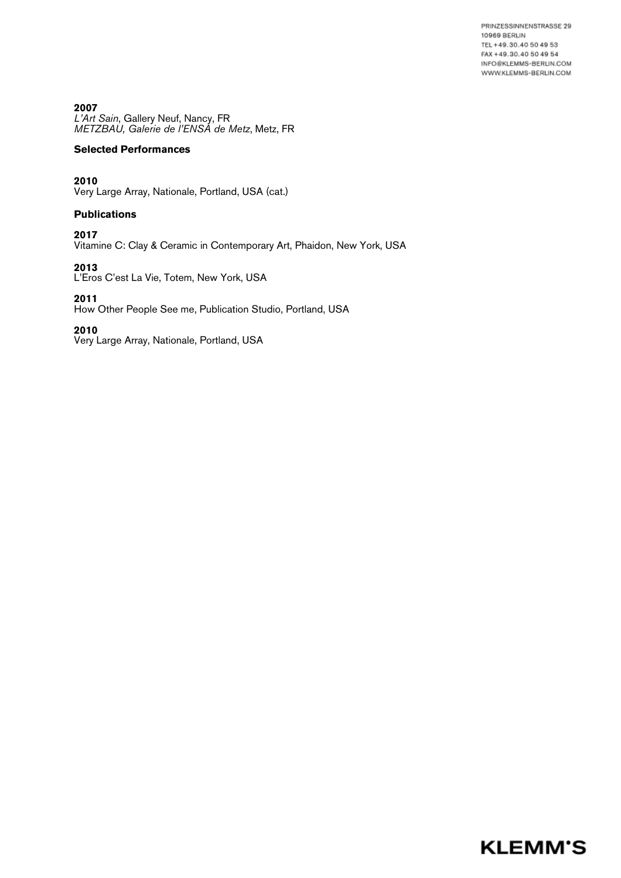**2007**
*L'Art Sain*, Gallery Neuf, Nancy, FR
*METZBAU, Galerie de l'ENSA de Metz*, Metz, FR

**Selected Performances**

**2010**
Very Large Array, Nationale, Portland, USA (cat.)

**Publications**

**2017**
Vitamine C: Clay & Ceramic in Contemporary Art, Phaidon, New York, USA

**2013**
L'Eros C'est La Vie, Totem, New York, USA

**2011**
How Other People See me, Publication Studio, Portland, USA

**2010**
Very Large Array, Nationale, Portland, USA